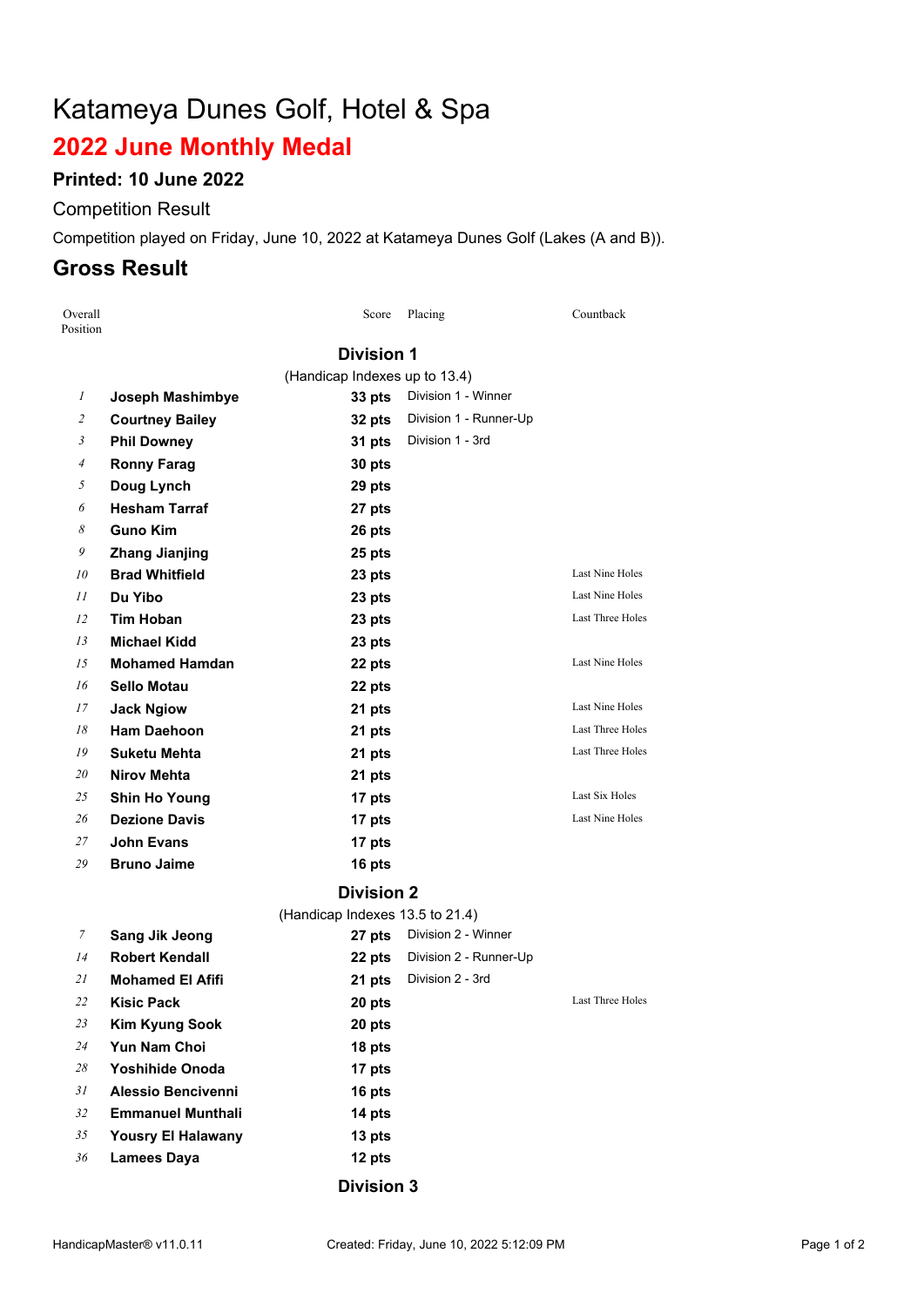# Katameya Dunes Golf, Hotel & Spa

## 2022 June Monthly Medal

### Printed: 10 June 2022

Competition Result

Competition played on Friday, June 10, 2022 at Katameya Dunes Golf (Lakes (A and B)).

## Gross Result

| Overall Position | | Score | Placing | Countback |
|---|---|---|---|---|
| | **Division 1** | | | |
| | (Handicap Indexes up to 13.4) | | | |
| *1* | **Joseph Mashimbye** | **33 pts** | Division 1 - Winner | |
| *2* | **Courtney Bailey** | **32 pts** | Division 1 - Runner-Up | |
| *3* | **Phil Downey** | **31 pts** | Division 1 - 3rd | |
| *4* | **Ronny Farag** | **30 pts** | | |
| *5* | **Doug Lynch** | **29 pts** | | |
| *6* | **Hesham Tarraf** | **27 pts** | | |
| *8* | **Guno Kim** | **26 pts** | | |
| *9* | **Zhang Jianjing** | **25 pts** | | |
| *10* | **Brad Whitfield** | **23 pts** | | Last Nine Holes |
| *11* | **Du Yibo** | **23 pts** | | Last Nine Holes |
| *12* | **Tim Hoban** | **23 pts** | | Last Three Holes |
| *13* | **Michael Kidd** | **23 pts** | | |
| *15* | **Mohamed Hamdan** | **22 pts** | | Last Nine Holes |
| *16* | **Sello Motau** | **22 pts** | | |
| *17* | **Jack Ngiow** | **21 pts** | | Last Nine Holes |
| *18* | **Ham Daehoon** | **21 pts** | | Last Three Holes |
| *19* | **Suketu Mehta** | **21 pts** | | Last Three Holes |
| *20* | **Nirov Mehta** | **21 pts** | | |
| *25* | **Shin Ho Young** | **17 pts** | | Last Six Holes |
| *26* | **Dezione Davis** | **17 pts** | | Last Nine Holes |
| *27* | **John Evans** | **17 pts** | | |
| *29* | **Bruno Jaime** | **16 pts** | | |
| | **Division 2** | | | |
| | (Handicap Indexes 13.5 to 21.4) | | | |
| *7* | **Sang Jik Jeong** | **27 pts** | Division 2 - Winner | |
| *14* | **Robert Kendall** | **22 pts** | Division 2 - Runner-Up | |
| *21* | **Mohamed El Afifi** | **21 pts** | Division 2 - 3rd | |
| *22* | **Kisic Pack** | **20 pts** | | Last Three Holes |
| *23* | **Kim Kyung Sook** | **20 pts** | | |
| *24* | **Yun Nam Choi** | **18 pts** | | |
| *28* | **Yoshihide Onoda** | **17 pts** | | |
| *31* | **Alessio Bencivenni** | **16 pts** | | |
| *32* | **Emmanuel Munthali** | **14 pts** | | |
| *35* | **Yousry El Halawany** | **13 pts** | | |
| *36* | **Lamees Daya** | **12 pts** | | |

**Division 3**

HandicapMaster® v11.0.11 Created: Friday, June 10, 2022 5:12:09 PM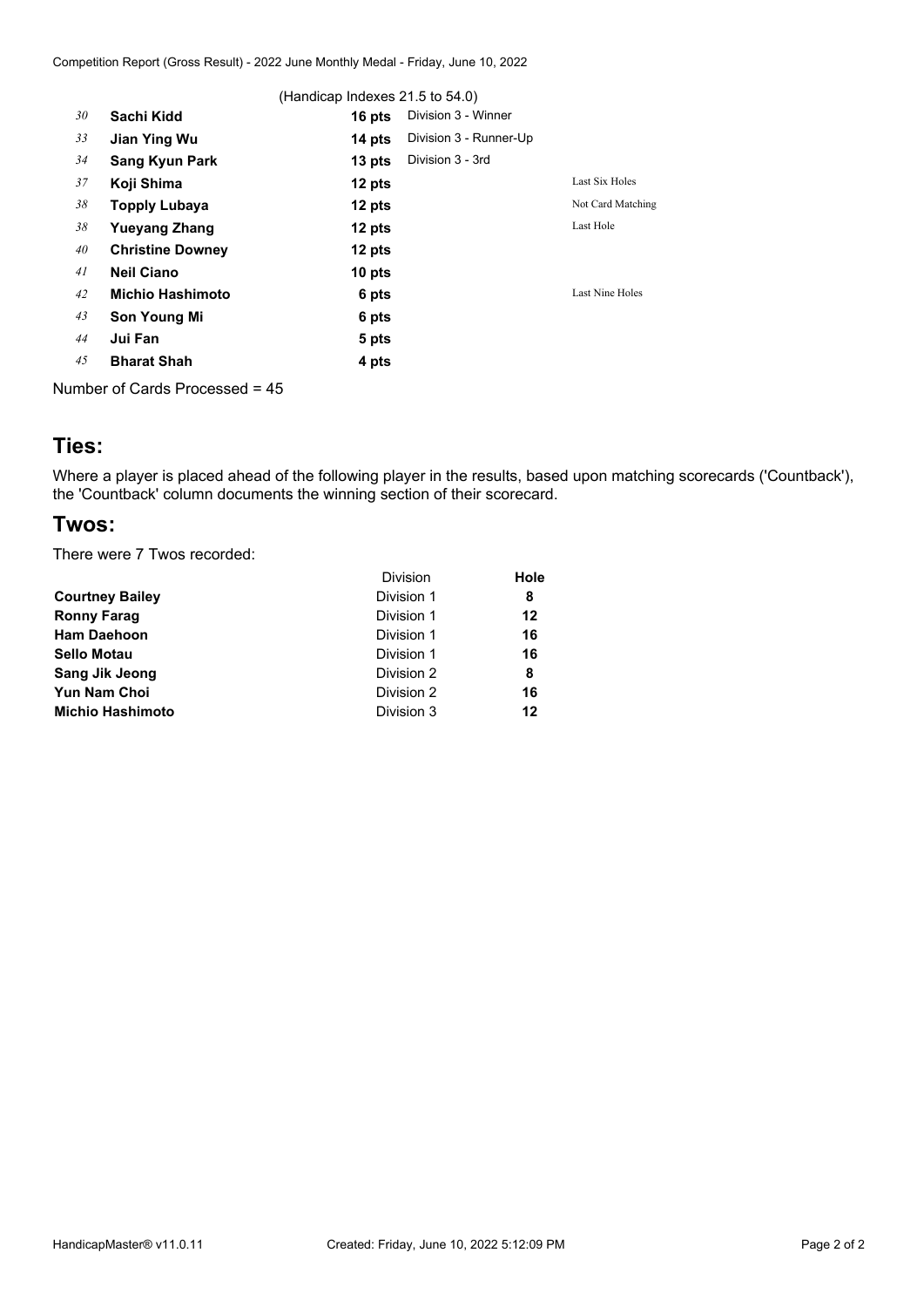(Handicap Indexes 21.5 to 54.0)

| | | | | |
|---|---|---|---|---|
| 30 | **Sachi Kidd** | **16 pts** | Division 3 - Winner | |
| 33 | **Jian Ying Wu** | **14 pts** | Division 3 - Runner-Up | |
| 34 | **Sang Kyun Park** | **13 pts** | Division 3 - 3rd | |
| 37 | **Koji Shima** | **12 pts** | | Last Six Holes |
| 38 | **Topply Lubaya** | **12 pts** | | Not Card Matching |
| 38 | **Yueyang Zhang** | **12 pts** | | Last Hole |
| 40 | **Christine Downey** | **12 pts** | | |
| 41 | **Neil Ciano** | **10 pts** | | |
| 42 | **Michio Hashimoto** | **6 pts** | | Last Nine Holes |
| 43 | **Son Young Mi** | **6 pts** | | |
| 44 | **Jui Fan** | **5 pts** | | |
| 45 | **Bharat Shah** | **4 pts** | | |

Number of Cards Processed = 45

## Ties:

Where a player is placed ahead of the following player in the results, based upon matching scorecards ('Countback'), the 'Countback' column documents the winning section of their scorecard.

## Twos:

There were 7 Twos recorded:

| | Division | Hole |
|---|---|---|
| **Courtney Bailey** | Division 1 | **8** |
| **Ronny Farag** | Division 1 | **12** |
| **Ham Daehoon** | Division 1 | **16** |
| **Sello Motau** | Division 1 | **16** |
| **Sang Jik Jeong** | Division 2 | **8** |
| **Yun Nam Choi** | Division 2 | **16** |
| **Michio Hashimoto** | Division 3 | **12** |